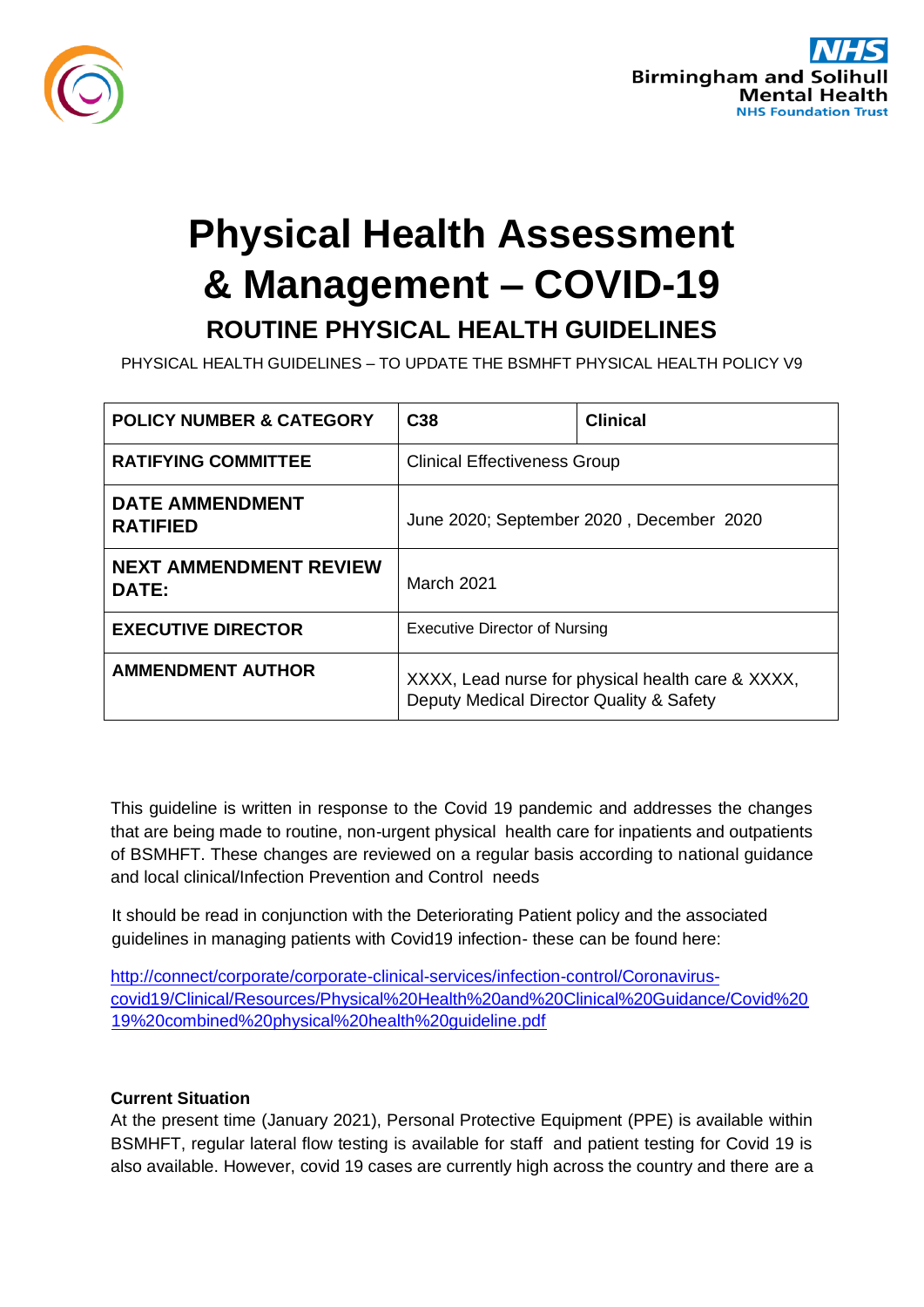Birmingham and Solihull Mental Health NHS Foundation Trust

# Physical Health Assessment & Management – COVID-19

## ROUTINE PHYSICAL HEALTH GUIDELINES

PHYSICAL HEALTH GUIDELINES – TO UPDATE THE BSMHFT PHYSICAL HEALTH POLICY V9

| POLICY NUMBER & CATEGORY | C38 | Clinical |
|---|---|---|
| RATIFYING COMMITTEE | Clinical Effectiveness Group | |
| DATE AMMENDMENT RATIFIED | June 2020; September 2020 , December 2020 | |
| NEXT AMMENDMENT REVIEW DATE: | March 2021 | |
| EXECUTIVE DIRECTOR | Executive Director of Nursing | |
| AMMENDMENT AUTHOR | XXXX, Lead nurse for physical health care & XXXX, Deputy Medical Director Quality & Safety | |

This guideline is written in response to the Covid 19 pandemic and addresses the changes that are being made to routine, non-urgent physical health care for inpatients and outpatients of BSMHFT. These changes are reviewed on a regular basis according to national guidance and local clinical/Infection Prevention and Control needs

It should be read in conjunction with the Deteriorating Patient policy and the associated guidelines in managing patients with Covid19 infection- these can be found here:

http://connect/corporate/corporate-clinical-services/infection-control/Coronavirus-covid19/Clinical/Resources/Physical%20Health%20and%20Clinical%20Guidance/Covid%2019%20combined%20physical%20health%20guideline.pdf

**Current Situation**

At the present time (January 2021), Personal Protective Equipment (PPE) is available within BSMHFT, regular lateral flow testing is available for staff and patient testing for Covid 19 is also available. However, covid 19 cases are currently high across the country and there are a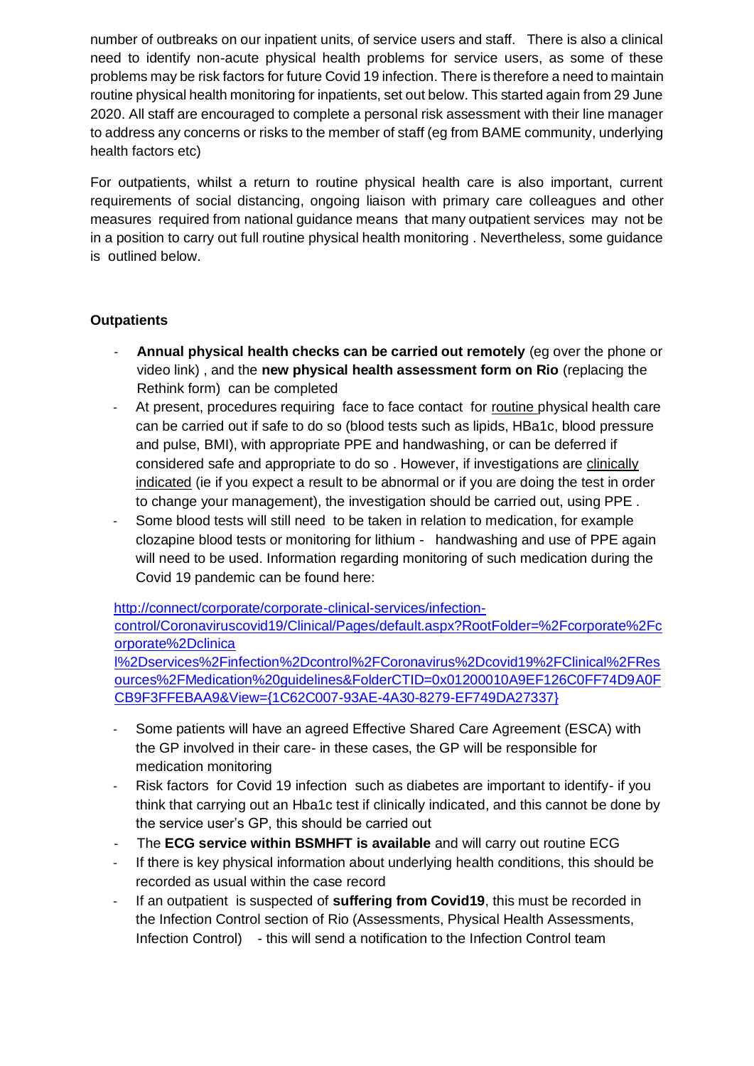number of outbreaks on our inpatient units, of service users and staff. There is also a clinical need to identify non-acute physical health problems for service users, as some of these problems may be risk factors for future Covid 19 infection. There is therefore a need to maintain routine physical health monitoring for inpatients, set out below. This started again from 29 June 2020. All staff are encouraged to complete a personal risk assessment with their line manager to address any concerns or risks to the member of staff (eg from BAME community, underlying health factors etc)

For outpatients, whilst a return to routine physical health care is also important, current requirements of social distancing, ongoing liaison with primary care colleagues and other measures required from national guidance means that many outpatient services may not be in a position to carry out full routine physical health monitoring . Nevertheless, some guidance is outlined below.

**Outpatients**

- **Annual physical health checks can be carried out remotely** (eg over the phone or video link) , and the **new physical health assessment form on Rio** (replacing the Rethink form) can be completed
- At present, procedures requiring face to face contact for routine physical health care can be carried out if safe to do so (blood tests such as lipids, HBa1c, blood pressure and pulse, BMI), with appropriate PPE and handwashing, or can be deferred if considered safe and appropriate to do so . However, if investigations are clinically indicated (ie if you expect a result to be abnormal or if you are doing the test in order to change your management), the investigation should be carried out, using PPE .
- Some blood tests will still need to be taken in relation to medication, for example clozapine blood tests or monitoring for lithium - handwashing and use of PPE again will need to be used. Information regarding monitoring of such medication during the Covid 19 pandemic can be found here:

  http://connect/corporate/corporate-clinical-services/infection-control/Coronaviruscovid19/Clinical/Pages/default.aspx?RootFolder=%2Fcorporate%2Fcorporate%2Dclinical%2Dservices%2Finfection%2Dcontrol%2FCoronavirus%2Dcovid19%2FClinical%2FResources%2FMedication%20guidelines&FolderCTID=0x01200010A9EF126C0FF74D9A0FCB9F3FFEBAA9&View={1C62C007-93AE-4A30-8279-EF749DA27337}

- Some patients will have an agreed Effective Shared Care Agreement (ESCA) with the GP involved in their care- in these cases, the GP will be responsible for medication monitoring
- Risk factors for Covid 19 infection such as diabetes are important to identify- if you think that carrying out an Hba1c test if clinically indicated, and this cannot be done by the service user's GP, this should be carried out
- The **ECG service within BSMHFT is available** and will carry out routine ECG
- If there is key physical information about underlying health conditions, this should be recorded as usual within the case record
- If an outpatient is suspected of **suffering from Covid19**, this must be recorded in the Infection Control section of Rio (Assessments, Physical Health Assessments, Infection Control) - this will send a notification to the Infection Control team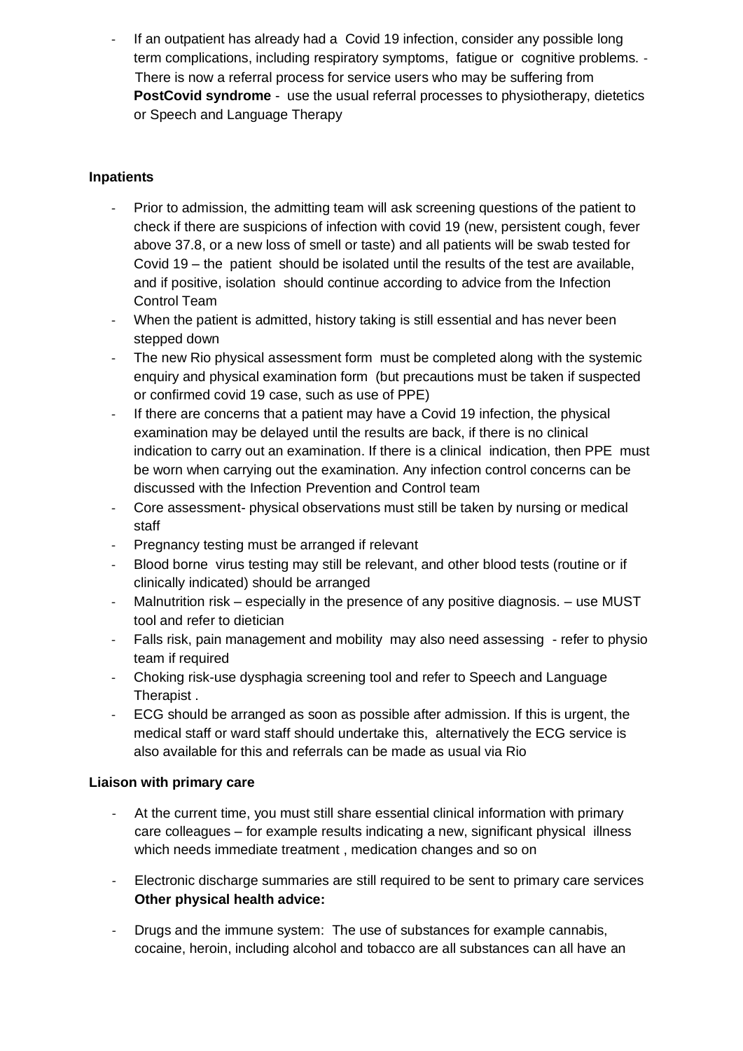- If an outpatient has already had a Covid 19 infection, consider any possible long term complications, including respiratory symptoms, fatigue or cognitive problems. - There is now a referral process for service users who may be suffering from **PostCovid syndrome** - use the usual referral processes to physiotherapy, dietetics or Speech and Language Therapy

**Inpatients**

- Prior to admission, the admitting team will ask screening questions of the patient to check if there are suspicions of infection with covid 19 (new, persistent cough, fever above 37.8, or a new loss of smell or taste) and all patients will be swab tested for Covid 19 – the patient should be isolated until the results of the test are available, and if positive, isolation should continue according to advice from the Infection Control Team
- When the patient is admitted, history taking is still essential and has never been stepped down
- The new Rio physical assessment form must be completed along with the systemic enquiry and physical examination form (but precautions must be taken if suspected or confirmed covid 19 case, such as use of PPE)
- If there are concerns that a patient may have a Covid 19 infection, the physical examination may be delayed until the results are back, if there is no clinical indication to carry out an examination. If there is a clinical indication, then PPE must be worn when carrying out the examination. Any infection control concerns can be discussed with the Infection Prevention and Control team
- Core assessment- physical observations must still be taken by nursing or medical staff
- Pregnancy testing must be arranged if relevant
- Blood borne virus testing may still be relevant, and other blood tests (routine or if clinically indicated) should be arranged
- Malnutrition risk – especially in the presence of any positive diagnosis. – use MUST tool and refer to dietician
- Falls risk, pain management and mobility may also need assessing - refer to physio team if required
- Choking risk-use dysphagia screening tool and refer to Speech and Language Therapist .
- ECG should be arranged as soon as possible after admission. If this is urgent, the medical staff or ward staff should undertake this, alternatively the ECG service is also available for this and referrals can be made as usual via Rio

**Liaison with primary care**

- At the current time, you must still share essential clinical information with primary care colleagues – for example results indicating a new, significant physical illness which needs immediate treatment , medication changes and so on
- Electronic discharge summaries are still required to be sent to primary care services

**Other physical health advice:**

- Drugs and the immune system: The use of substances for example cannabis, cocaine, heroin, including alcohol and tobacco are all substances can all have an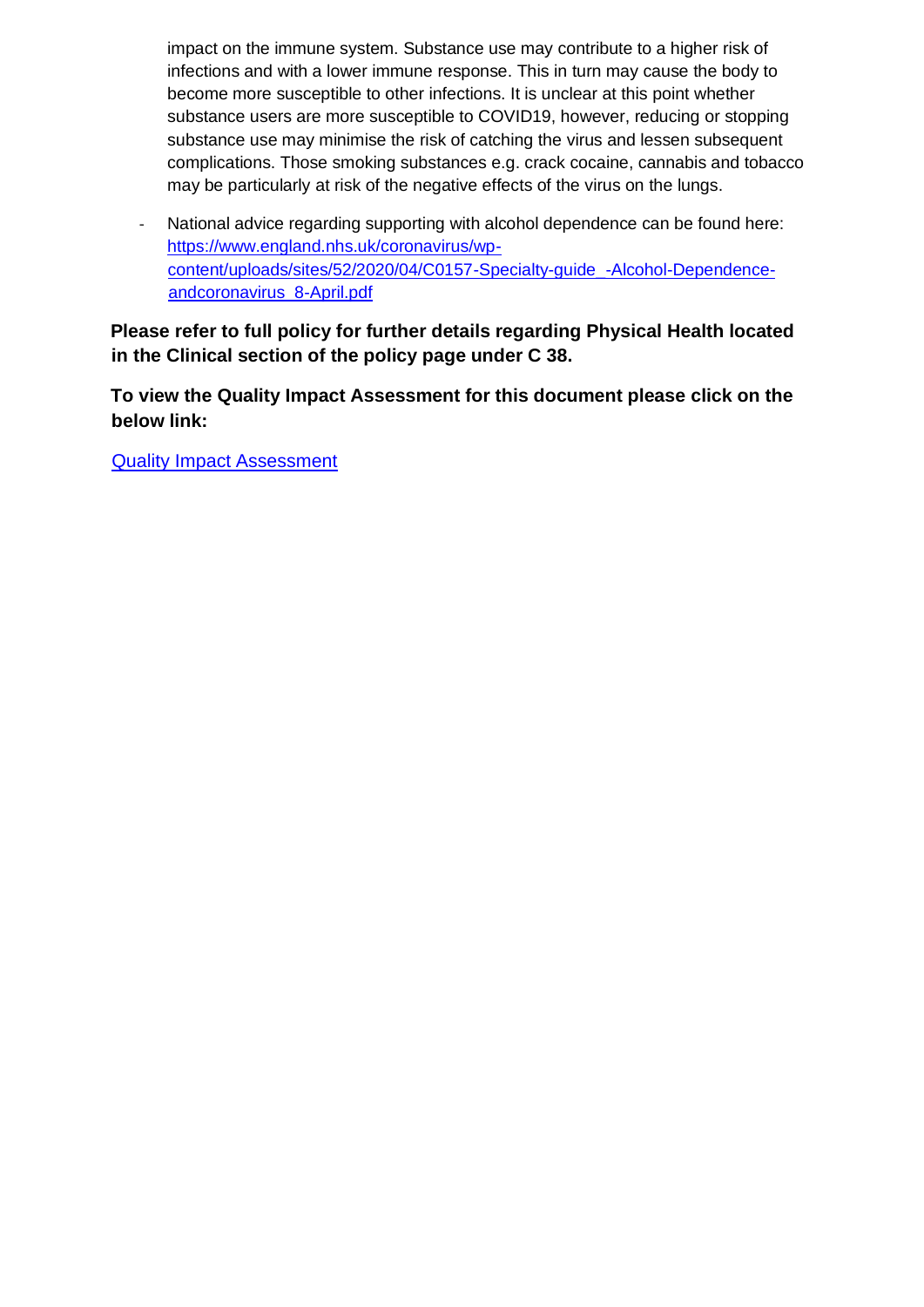impact on the immune system. Substance use may contribute to a higher risk of infections and with a lower immune response. This in turn may cause the body to become more susceptible to other infections. It is unclear at this point whether substance users are more susceptible to COVID19, however, reducing or stopping substance use may minimise the risk of catching the virus and lessen subsequent complications. Those smoking substances e.g. crack cocaine, cannabis and tobacco may be particularly at risk of the negative effects of the virus on the lungs.

- National advice regarding supporting with alcohol dependence can be found here: [https://www.england.nhs.uk/coronavirus/wp-content/uploads/sites/52/2020/04/C0157-Specialty-guide_-Alcohol-Dependence-andcoronavirus_8-April.pdf](https://www.england.nhs.uk/coronavirus/wp-content/uploads/sites/52/2020/04/C0157-Specialty-guide_-Alcohol-Dependence-andcoronavirus_8-April.pdf)

**Please refer to full policy for further details regarding Physical Health located in the Clinical section of the policy page under C 38.**

**To view the Quality Impact Assessment for this document please click on the below link:**

Quality Impact Assessment